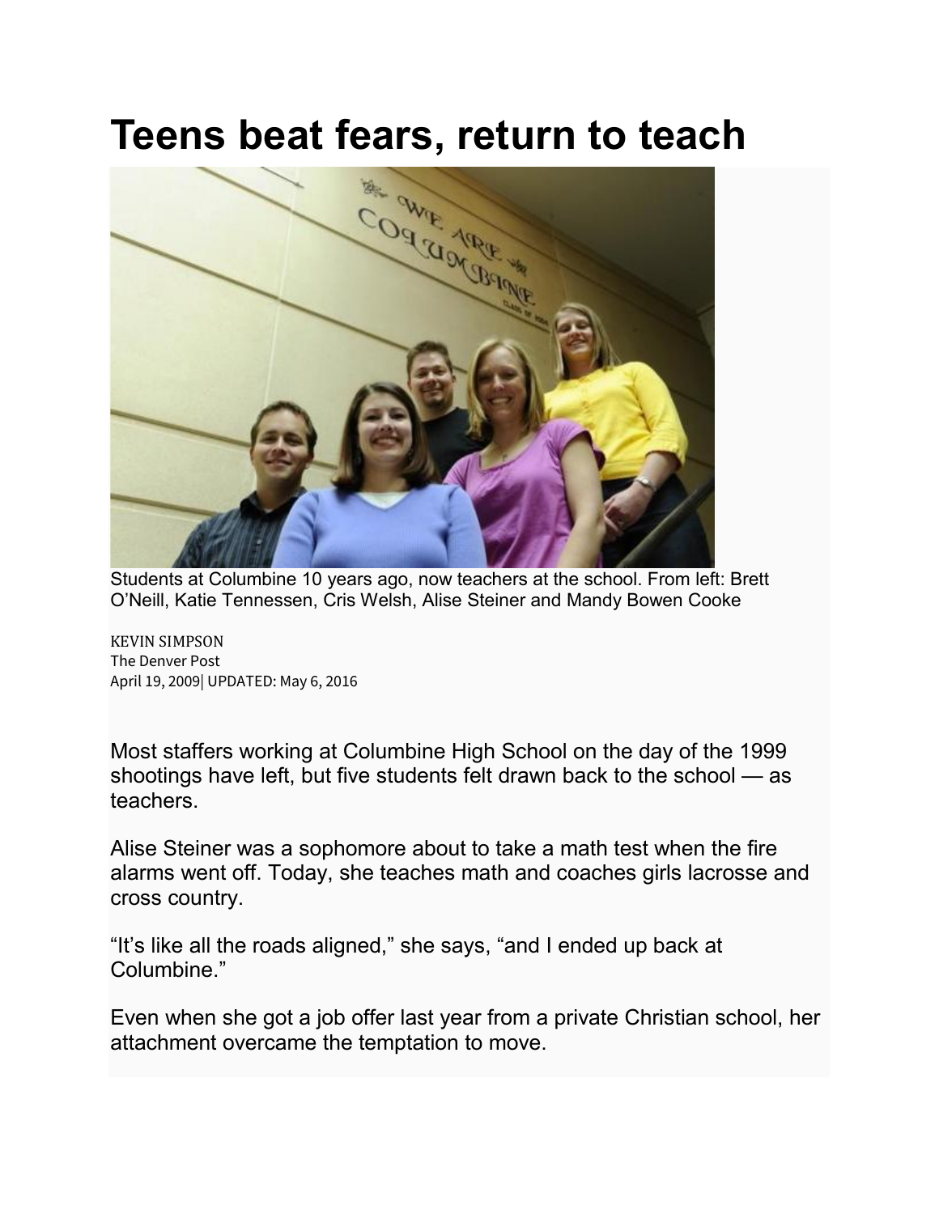# Teens beat fears, return to teach

Students at Columbine 10 years ago, now teachers at the school. From left: Brett O'Neill, Katie Tennessen, Cris Welsh, Alise Steiner and Mandy Bowen Cooke

KEVIN SIMPSON
The Denver Post
April 19, 2009| UPDATED: May 6, 2016

Most staffers working at Columbine High School on the day of the 1999 shootings have left, but five students felt drawn back to the school — as teachers.

Alise Steiner was a sophomore about to take a math test when the fire alarms went off. Today, she teaches math and coaches girls lacrosse and cross country.

"It's like all the roads aligned," she says, "and I ended up back at Columbine."

Even when she got a job offer last year from a private Christian school, her attachment overcame the temptation to move.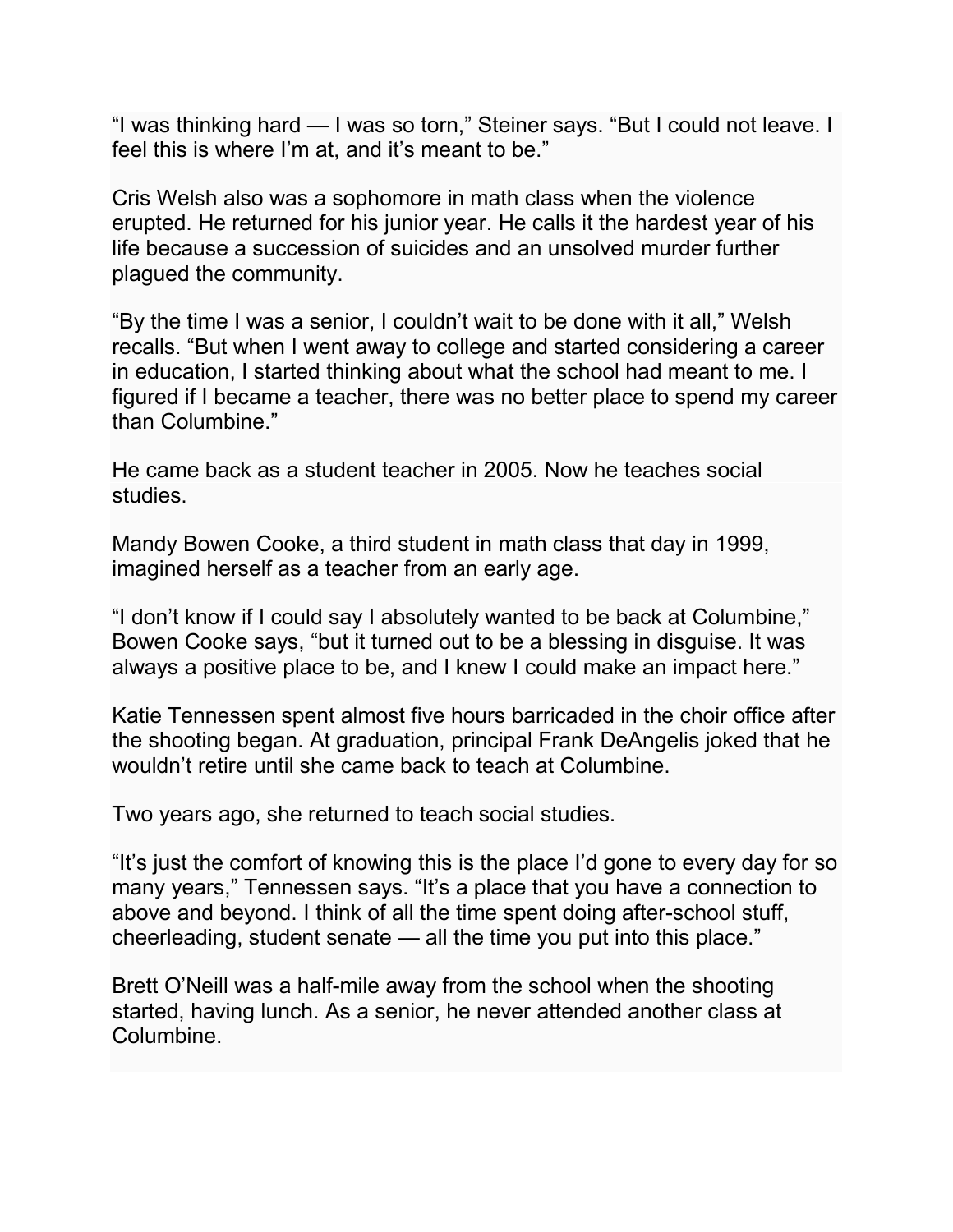"I was thinking hard — I was so torn," Steiner says. "But I could not leave. I feel this is where I'm at, and it's meant to be."

Cris Welsh also was a sophomore in math class when the violence erupted. He returned for his junior year. He calls it the hardest year of his life because a succession of suicides and an unsolved murder further plagued the community.

"By the time I was a senior, I couldn't wait to be done with it all," Welsh recalls. "But when I went away to college and started considering a career in education, I started thinking about what the school had meant to me. I figured if I became a teacher, there was no better place to spend my career than Columbine."

He came back as a student teacher in 2005. Now he teaches social studies.

Mandy Bowen Cooke, a third student in math class that day in 1999, imagined herself as a teacher from an early age.

"I don't know if I could say I absolutely wanted to be back at Columbine," Bowen Cooke says, "but it turned out to be a blessing in disguise. It was always a positive place to be, and I knew I could make an impact here."

Katie Tennessen spent almost five hours barricaded in the choir office after the shooting began. At graduation, principal Frank DeAngelis joked that he wouldn't retire until she came back to teach at Columbine.

Two years ago, she returned to teach social studies.

"It's just the comfort of knowing this is the place I'd gone to every day for so many years," Tennessen says. "It's a place that you have a connection to above and beyond. I think of all the time spent doing after-school stuff, cheerleading, student senate — all the time you put into this place."

Brett O'Neill was a half-mile away from the school when the shooting started, having lunch. As a senior, he never attended another class at Columbine.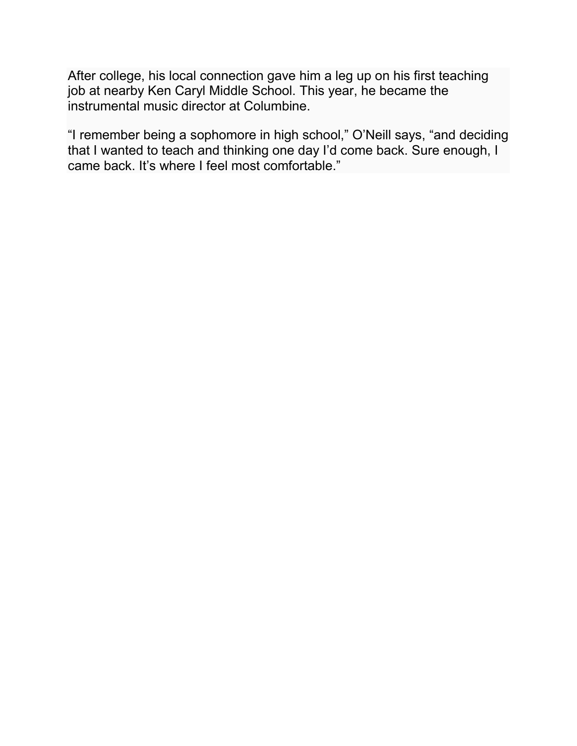After college, his local connection gave him a leg up on his first teaching job at nearby Ken Caryl Middle School. This year, he became the instrumental music director at Columbine.

“I remember being a sophomore in high school,” O’Neill says, “and deciding that I wanted to teach and thinking one day I’d come back. Sure enough, I came back. It’s where I feel most comfortable.”